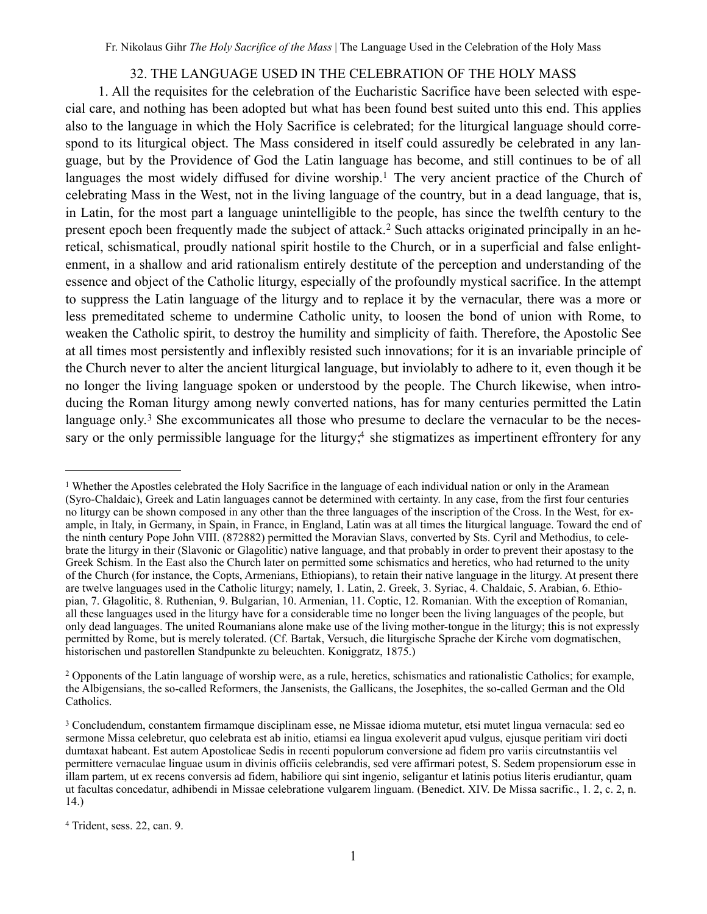## 32. THE LANGUAGE USED IN THE CELEBRATION OF THE HOLY MASS

1. All the requisites for the celebration of the Eucharistic Sacrifice have been selected with especial care, and nothing has been adopted but what has been found best suited unto this end. This applies also to the language in which the Holy Sacrifice is celebrated; for the liturgical language should correspond to its liturgical object. The Mass considered in itself could assuredly be celebrated in any language, but by the Providence of God the Latin language has become, and still continues to be of all languages the most widely diffused for divine worship.[1] The very ancient practice of the Church of celebrating Mass in the West, not in the living language of the country, but in a dead language, that is, in Latin, for the most part a language unintelligible to the people, has since the twelfth century to the present epoch been frequently made the subject of attack.[2] Such attacks originated principally in an heretical, schismatical, proudly national spirit hostile to the Church, or in a superficial and false enlightenment, in a shallow and arid rationalism entirely destitute of the perception and understanding of the essence and object of the Catholic liturgy, especially of the profoundly mystical sacrifice. In the attempt to suppress the Latin language of the liturgy and to replace it by the vernacular, there was a more or less premeditated scheme to undermine Catholic unity, to loosen the bond of union with Rome, to weaken the Catholic spirit, to destroy the humility and simplicity of faith. Therefore, the Apostolic See at all times most persistently and inflexibly resisted such innovations; for it is an invariable principle of the Church never to alter the ancient liturgical language, but inviolably to adhere to it, even though it be no longer the living language spoken or understood by the people. The Church likewise, when introducing the Roman liturgy among newly converted nations, has for many centuries permitted the Latin language only.[3] She excommunicates all those who presume to declare the vernacular to be the necessary or the only permissible language for the liturgy;[4] she stigmatizes as impertinent effrontery for any

---

[1] Whether the Apostles celebrated the Holy Sacrifice in the language of each individual nation or only in the Aramean (Syro-Chaldaic), Greek and Latin languages cannot be determined with certainty. In any case, from the first four centuries no liturgy can be shown composed in any other than the three languages of the inscription of the Cross. In the West, for example, in Italy, in Germany, in Spain, in France, in England, Latin was at all times the liturgical language. Toward the end of the ninth century Pope John VIII. (872882) permitted the Moravian Slavs, converted by Sts. Cyril and Methodius, to celebrate the liturgy in their (Slavonic or Glagolitic) native language, and that probably in order to prevent their apostasy to the Greek Schism. In the East also the Church later on permitted some schismatics and heretics, who had returned to the unity of the Church (for instance, the Copts, Armenians, Ethiopians), to retain their native language in the liturgy. At present there are twelve languages used in the Catholic liturgy; namely, 1. Latin, 2. Greek, 3. Syriac, 4. Chaldaic, 5. Arabian, 6. Ethiopian, 7. Glagolitic, 8. Ruthenian, 9. Bulgarian, 10. Armenian, 11. Coptic, 12. Romanian. With the exception of Romanian, all these languages used in the liturgy have for a considerable time no longer been the living languages of the people, but only dead languages. The united Roumanians alone make use of the living mother-tongue in the liturgy; this is not expressly permitted by Rome, but is merely tolerated. (Cf. Bartak, Versuch, die liturgische Sprache der Kirche vom dogmatischen, historischen und pastorellen Standpunkte zu beleuchten. Koniggratz, 1875.)

[2] Opponents of the Latin language of worship were, as a rule, heretics, schismatics and rationalistic Catholics; for example, the Albigensians, the so-called Reformers, the Jansenists, the Gallicans, the Josephites, the so-called German and the Old Catholics.

[3] Concludendum, constantem firmamque disciplinam esse, ne Missae idioma mutetur, etsi mutet lingua vernacula: sed eo sermone Missa celebretur, quo celebrata est ab initio, etiamsi ea lingua exoleverit apud vulgus, ejusque peritiam viri docti dumtaxat habeant. Est autem Apostolicae Sedis in recenti populorum conversione ad fidem pro variis circutnstantiis vel permittere vernaculae linguae usum in divinis officiis celebrandis, sed vere affirmari potest, S. Sedem propensiorum esse in illam partem, ut ex recens conversis ad fidem, habiliore qui sint ingenio, seligantur et latinis potius literis erudiantur, quam ut facultas concedatur, adhibendi in Missae celebratione vulgarem linguam. (Benedict. XIV. De Missa sacrific., 1. 2, c. 2, n. 14.)

[4] Trident, sess. 22, can. 9.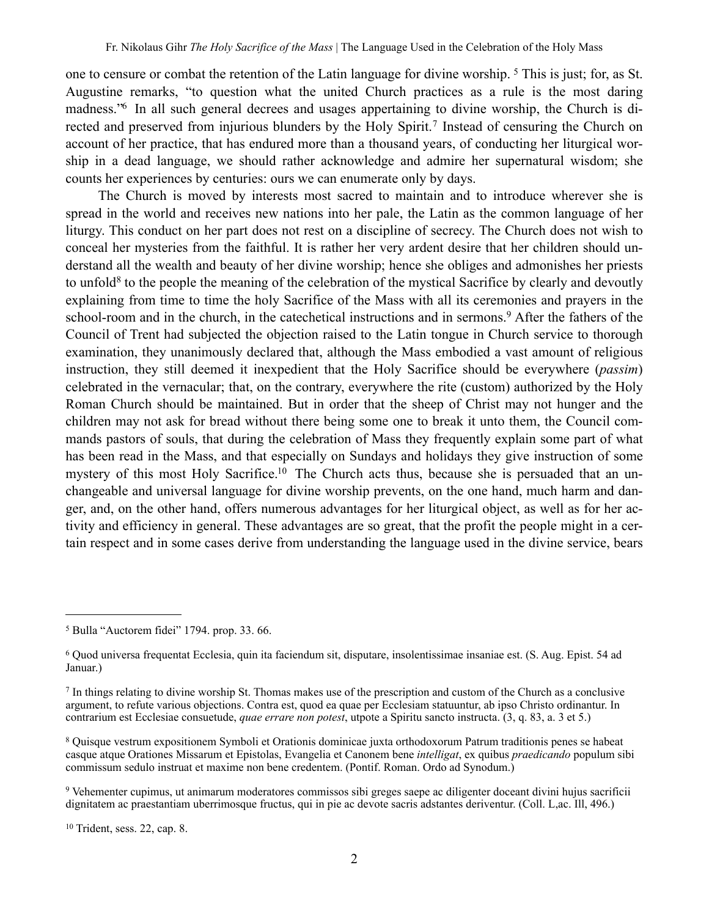one to censure or combat the retention of the Latin language for divine worship. [5] This is just; for, as St. Augustine remarks, "to question what the united Church practices as a rule is the most daring madness."[6] In all such general decrees and usages appertaining to divine worship, the Church is directed and preserved from injurious blunders by the Holy Spirit.[7] Instead of censuring the Church on account of her practice, that has endured more than a thousand years, of conducting her liturgical worship in a dead language, we should rather acknowledge and admire her supernatural wisdom; she counts her experiences by centuries: ours we can enumerate only by days.

The Church is moved by interests most sacred to maintain and to introduce wherever she is spread in the world and receives new nations into her pale, the Latin as the common language of her liturgy. This conduct on her part does not rest on a discipline of secrecy. The Church does not wish to conceal her mysteries from the faithful. It is rather her very ardent desire that her children should understand all the wealth and beauty of her divine worship; hence she obliges and admonishes her priests to unfold[8] to the people the meaning of the celebration of the mystical Sacrifice by clearly and devoutly explaining from time to time the holy Sacrifice of the Mass with all its ceremonies and prayers in the school-room and in the church, in the catechetical instructions and in sermons.[9] After the fathers of the Council of Trent had subjected the objection raised to the Latin tongue in Church service to thorough examination, they unanimously declared that, although the Mass embodied a vast amount of religious instruction, they still deemed it inexpedient that the Holy Sacrifice should be everywhere (*passim*) celebrated in the vernacular; that, on the contrary, everywhere the rite (custom) authorized by the Holy Roman Church should be maintained. But in order that the sheep of Christ may not hunger and the children may not ask for bread without there being some one to break it unto them, the Council commands pastors of souls, that during the celebration of Mass they frequently explain some part of what has been read in the Mass, and that especially on Sundays and holidays they give instruction of some mystery of this most Holy Sacrifice.[10] The Church acts thus, because she is persuaded that an unchangeable and universal language for divine worship prevents, on the one hand, much harm and danger, and, on the other hand, offers numerous advantages for her liturgical object, as well as for her activity and efficiency in general. These advantages are so great, that the profit the people might in a certain respect and in some cases derive from understanding the language used in the divine service, bears

---

[5] Bulla "Auctorem fidei" 1794. prop. 33. 66.

[6] Quod universa frequentat Ecclesia, quin ita faciendum sit, disputare, insolentissimae insaniae est. (S. Aug. Epist. 54 ad Januar.)

[7] In things relating to divine worship St. Thomas makes use of the prescription and custom of the Church as a conclusive argument, to refute various objections. Contra est, quod ea quae per Ecclesiam statuuntur, ab ipso Christo ordinantur. In contrarium est Ecclesiae consuetudo, *quae errare non potest*, utpote a Spiritu sancto instructa. (3, q. 83, a. 3 et 5.)

[8] Quisque vestrum expositionem Symboli et Orationis dominicae juxta orthodoxorum Patrum traditionis penes se habeat casque atque Orationes Missarum et Epistolas, Evangelia et Canonem bene *intelligat*, ex quibus *praedicando* populum sibi commissum sedulo instruat et maxime non bene credentem. (Pontif. Roman. Ordo ad Synodum.)

[9] Vehementer cupimus, ut animarum moderatores commissos sibi greges saepe ac diligenter doceant divini hujus sacrificii dignitatem ac praestantiam uberrimosque fructus, qui in pie ac devote sacris adstantes deriventur. (Coll. L,ac. Ill, 496.)

[10] Trident, sess. 22, cap. 8.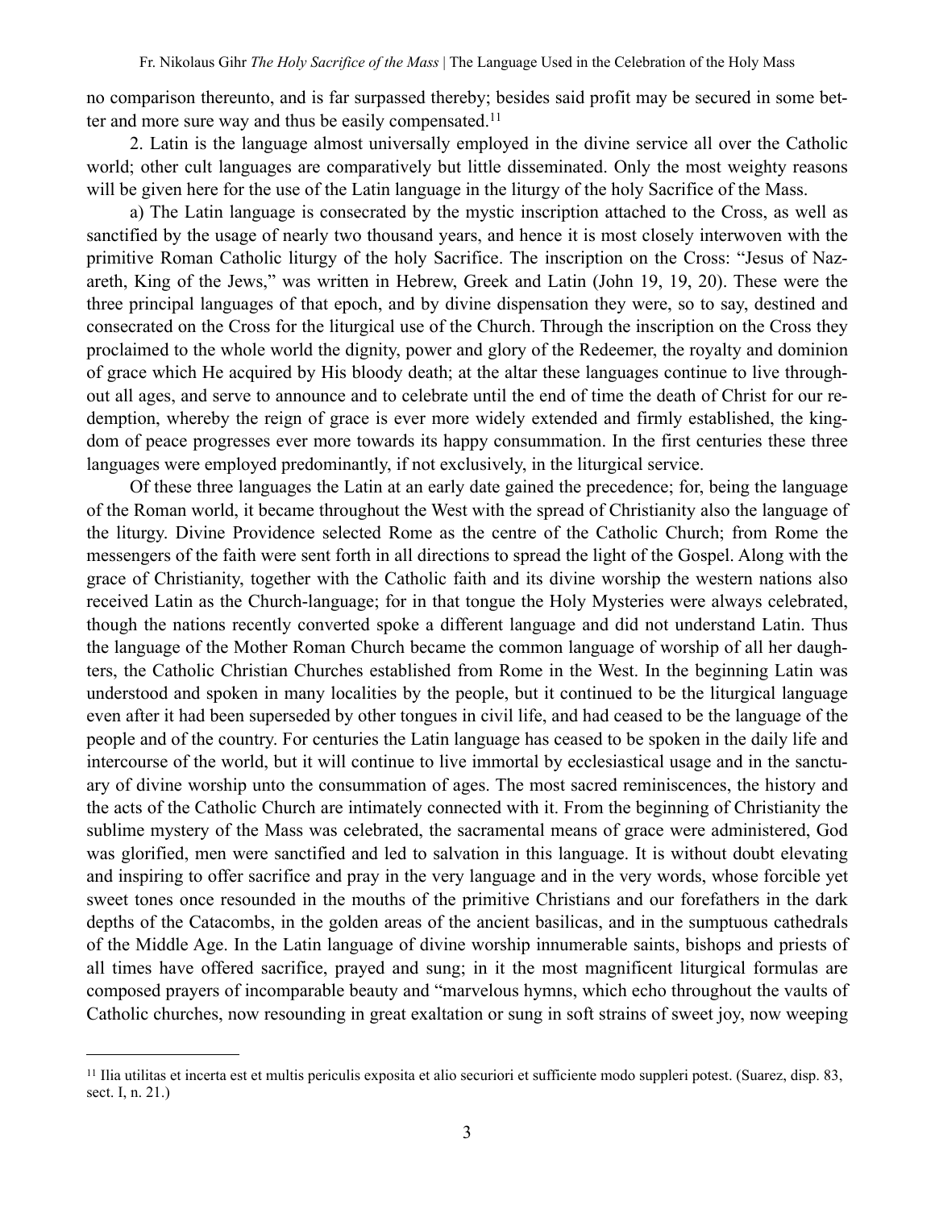no comparison thereunto, and is far surpassed thereby; besides said profit may be secured in some better and more sure way and thus be easily compensated.[11]

2. Latin is the language almost universally employed in the divine service all over the Catholic world; other cult languages are comparatively but little disseminated. Only the most weighty reasons will be given here for the use of the Latin language in the liturgy of the holy Sacrifice of the Mass.

a) The Latin language is consecrated by the mystic inscription attached to the Cross, as well as sanctified by the usage of nearly two thousand years, and hence it is most closely interwoven with the primitive Roman Catholic liturgy of the holy Sacrifice. The inscription on the Cross: "Jesus of Nazareth, King of the Jews," was written in Hebrew, Greek and Latin (John 19, 19, 20). These were the three principal languages of that epoch, and by divine dispensation they were, so to say, destined and consecrated on the Cross for the liturgical use of the Church. Through the inscription on the Cross they proclaimed to the whole world the dignity, power and glory of the Redeemer, the royalty and dominion of grace which He acquired by His bloody death; at the altar these languages continue to live throughout all ages, and serve to announce and to celebrate until the end of time the death of Christ for our redemption, whereby the reign of grace is ever more widely extended and firmly established, the kingdom of peace progresses ever more towards its happy consummation. In the first centuries these three languages were employed predominantly, if not exclusively, in the liturgical service.

Of these three languages the Latin at an early date gained the precedence; for, being the language of the Roman world, it became throughout the West with the spread of Christianity also the language of the liturgy. Divine Providence selected Rome as the centre of the Catholic Church; from Rome the messengers of the faith were sent forth in all directions to spread the light of the Gospel. Along with the grace of Christianity, together with the Catholic faith and its divine worship the western nations also received Latin as the Church-language; for in that tongue the Holy Mysteries were always celebrated, though the nations recently converted spoke a different language and did not understand Latin. Thus the language of the Mother Roman Church became the common language of worship of all her daughters, the Catholic Christian Churches established from Rome in the West. In the beginning Latin was understood and spoken in many localities by the people, but it continued to be the liturgical language even after it had been superseded by other tongues in civil life, and had ceased to be the language of the people and of the country. For centuries the Latin language has ceased to be spoken in the daily life and intercourse of the world, but it will continue to live immortal by ecclesiastical usage and in the sanctuary of divine worship unto the consummation of ages. The most sacred reminiscences, the history and the acts of the Catholic Church are intimately connected with it. From the beginning of Christianity the sublime mystery of the Mass was celebrated, the sacramental means of grace were administered, God was glorified, men were sanctified and led to salvation in this language. It is without doubt elevating and inspiring to offer sacrifice and pray in the very language and in the very words, whose forcible yet sweet tones once resounded in the mouths of the primitive Christians and our forefathers in the dark depths of the Catacombs, in the golden areas of the ancient basilicas, and in the sumptuous cathedrals of the Middle Age. In the Latin language of divine worship innumerable saints, bishops and priests of all times have offered sacrifice, prayed and sung; in it the most magnificent liturgical formulas are composed prayers of incomparable beauty and "marvelous hymns, which echo throughout the vaults of Catholic churches, now resounding in great exaltation or sung in soft strains of sweet joy, now weeping

[11] Ilia utilitas et incerta est et multis periculis exposita et alio securiori et sufficiente modo suppleri potest. (Suarez, disp. 83, sect. I, n. 21.)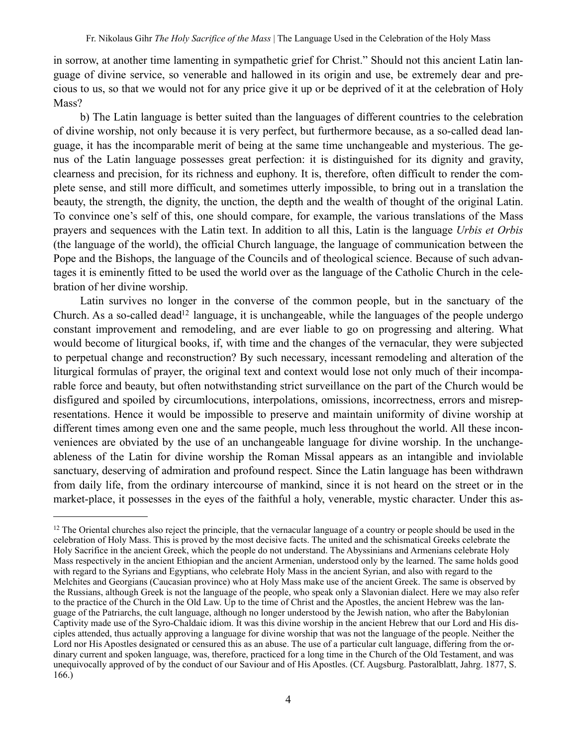in sorrow, at another time lamenting in sympathetic grief for Christ." Should not this ancient Latin language of divine service, so venerable and hallowed in its origin and use, be extremely dear and precious to us, so that we would not for any price give it up or be deprived of it at the celebration of Holy Mass?

b) The Latin language is better suited than the languages of different countries to the celebration of divine worship, not only because it is very perfect, but furthermore because, as a so-called dead language, it has the incomparable merit of being at the same time unchangeable and mysterious. The genus of the Latin language possesses great perfection: it is distinguished for its dignity and gravity, clearness and precision, for its richness and euphony. It is, therefore, often difficult to render the complete sense, and still more difficult, and sometimes utterly impossible, to bring out in a translation the beauty, the strength, the dignity, the unction, the depth and the wealth of thought of the original Latin. To convince one's self of this, one should compare, for example, the various translations of the Mass prayers and sequences with the Latin text. In addition to all this, Latin is the language *Urbis et Orbis* (the language of the world), the official Church language, the language of communication between the Pope and the Bishops, the language of the Councils and of theological science. Because of such advantages it is eminently fitted to be used the world over as the language of the Catholic Church in the celebration of her divine worship.

Latin survives no longer in the converse of the common people, but in the sanctuary of the Church. As a so-called dead[12] language, it is unchangeable, while the languages of the people undergo constant improvement and remodeling, and are ever liable to go on progressing and altering. What would become of liturgical books, if, with time and the changes of the vernacular, they were subjected to perpetual change and reconstruction? By such necessary, incessant remodeling and alteration of the liturgical formulas of prayer, the original text and context would lose not only much of their incomparable force and beauty, but often notwithstanding strict surveillance on the part of the Church would be disfigured and spoiled by circumlocutions, interpolations, omissions, incorrectness, errors and misrepresentations. Hence it would be impossible to preserve and maintain uniformity of divine worship at different times among even one and the same people, much less throughout the world. All these inconveniences are obviated by the use of an unchangeable language for divine worship. In the unchangeableness of the Latin for divine worship the Roman Missal appears as an intangible and inviolable sanctuary, deserving of admiration and profound respect. Since the Latin language has been withdrawn from daily life, from the ordinary intercourse of mankind, since it is not heard on the street or in the market-place, it possesses in the eyes of the faithful a holy, venerable, mystic character. Under this as-

---

[12] The Oriental churches also reject the principle, that the vernacular language of a country or people should be used in the celebration of Holy Mass. This is proved by the most decisive facts. The united and the schismatical Greeks celebrate the Holy Sacrifice in the ancient Greek, which the people do not understand. The Abyssinians and Armenians celebrate Holy Mass respectively in the ancient Ethiopian and the ancient Armenian, understood only by the learned. The same holds good with regard to the Syrians and Egyptians, who celebrate Holy Mass in the ancient Syrian, and also with regard to the Melchites and Georgians (Caucasian province) who at Holy Mass make use of the ancient Greek. The same is observed by the Russians, although Greek is not the language of the people, who speak only a Slavonian dialect. Here we may also refer to the practice of the Church in the Old Law. Up to the time of Christ and the Apostles, the ancient Hebrew was the language of the Patriarchs, the cult language, although no longer understood by the Jewish nation, who after the Babylonian Captivity made use of the Syro-Chaldaic idiom. It was this divine worship in the ancient Hebrew that our Lord and His disciples attended, thus actually approving a language for divine worship that was not the language of the people. Neither the Lord nor His Apostles designated or censured this as an abuse. The use of a particular cult language, differing from the ordinary current and spoken language, was, therefore, practiced for a long time in the Church of the Old Testament, and was unequivocally approved of by the conduct of our Saviour and of His Apostles. (Cf. Augsburg. Pastoralblatt, Jahrg. 1877, S. 166.)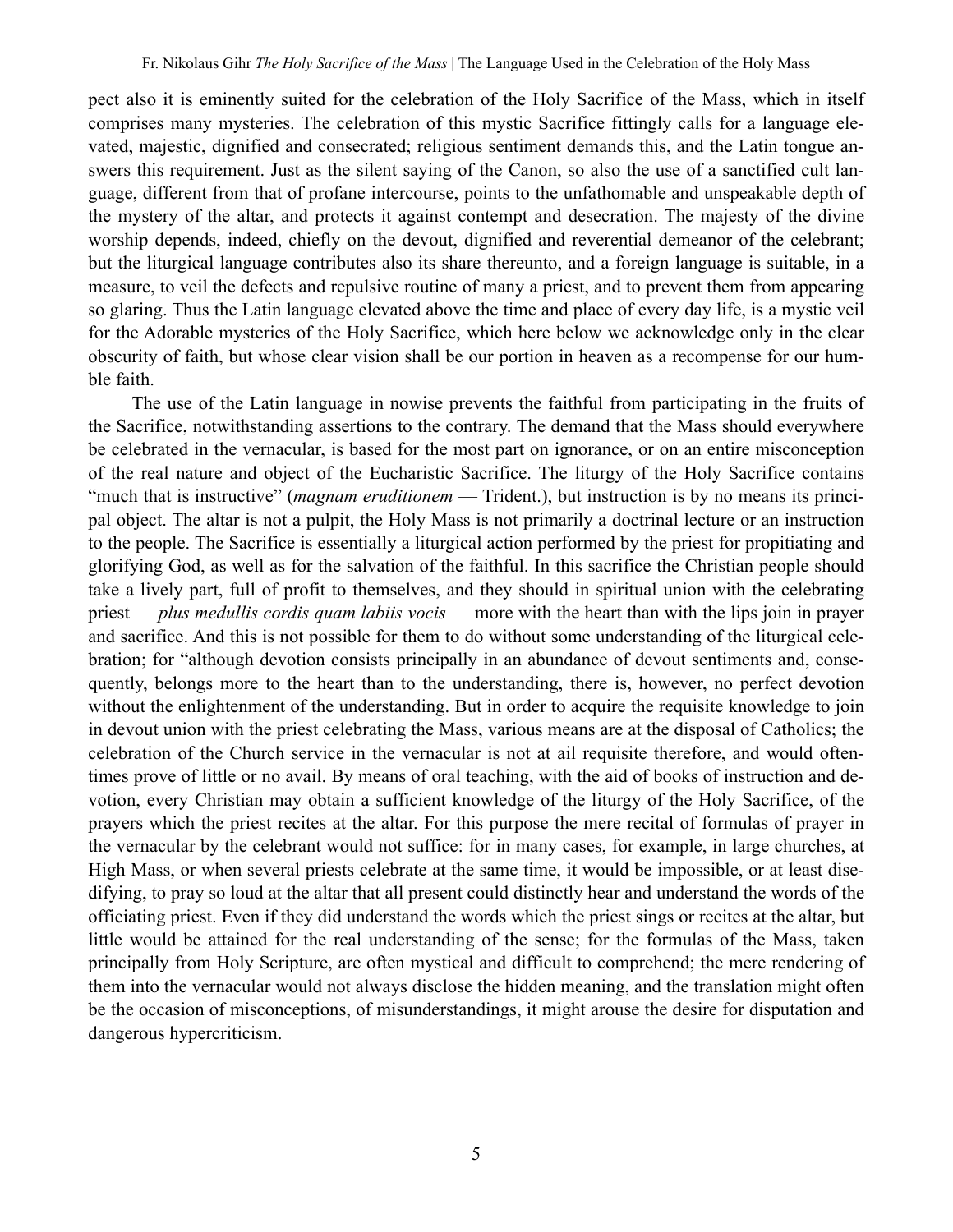pect also it is eminently suited for the celebration of the Holy Sacrifice of the Mass, which in itself comprises many mysteries. The celebration of this mystic Sacrifice fittingly calls for a language elevated, majestic, dignified and consecrated; religious sentiment demands this, and the Latin tongue answers this requirement. Just as the silent saying of the Canon, so also the use of a sanctified cult language, different from that of profane intercourse, points to the unfathomable and unspeakable depth of the mystery of the altar, and protects it against contempt and desecration. The majesty of the divine worship depends, indeed, chiefly on the devout, dignified and reverential demeanor of the celebrant; but the liturgical language contributes also its share thereunto, and a foreign language is suitable, in a measure, to veil the defects and repulsive routine of many a priest, and to prevent them from appearing so glaring. Thus the Latin language elevated above the time and place of every day life, is a mystic veil for the Adorable mysteries of the Holy Sacrifice, which here below we acknowledge only in the clear obscurity of faith, but whose clear vision shall be our portion in heaven as a recompense for our humble faith.

The use of the Latin language in nowise prevents the faithful from participating in the fruits of the Sacrifice, notwithstanding assertions to the contrary. The demand that the Mass should everywhere be celebrated in the vernacular, is based for the most part on ignorance, or on an entire misconception of the real nature and object of the Eucharistic Sacrifice. The liturgy of the Holy Sacrifice contains "much that is instructive" (*magnam eruditionem* — Trident.), but instruction is by no means its principal object. The altar is not a pulpit, the Holy Mass is not primarily a doctrinal lecture or an instruction to the people. The Sacrifice is essentially a liturgical action performed by the priest for propitiating and glorifying God, as well as for the salvation of the faithful. In this sacrifice the Christian people should take a lively part, full of profit to themselves, and they should in spiritual union with the celebrating priest — *plus medullis cordis quam labiis vocis* — more with the heart than with the lips join in prayer and sacrifice. And this is not possible for them to do without some understanding of the liturgical celebration; for "although devotion consists principally in an abundance of devout sentiments and, consequently, belongs more to the heart than to the understanding, there is, however, no perfect devotion without the enlightenment of the understanding. But in order to acquire the requisite knowledge to join in devout union with the priest celebrating the Mass, various means are at the disposal of Catholics; the celebration of the Church service in the vernacular is not at ail requisite therefore, and would oftentimes prove of little or no avail. By means of oral teaching, with the aid of books of instruction and devotion, every Christian may obtain a sufficient knowledge of the liturgy of the Holy Sacrifice, of the prayers which the priest recites at the altar. For this purpose the mere recital of formulas of prayer in the vernacular by the celebrant would not suffice: for in many cases, for example, in large churches, at High Mass, or when several priests celebrate at the same time, it would be impossible, or at least disedifying, to pray so loud at the altar that all present could distinctly hear and understand the words of the officiating priest. Even if they did understand the words which the priest sings or recites at the altar, but little would be attained for the real understanding of the sense; for the formulas of the Mass, taken principally from Holy Scripture, are often mystical and difficult to comprehend; the mere rendering of them into the vernacular would not always disclose the hidden meaning, and the translation might often be the occasion of misconceptions, of misunderstandings, it might arouse the desire for disputation and dangerous hypercriticism.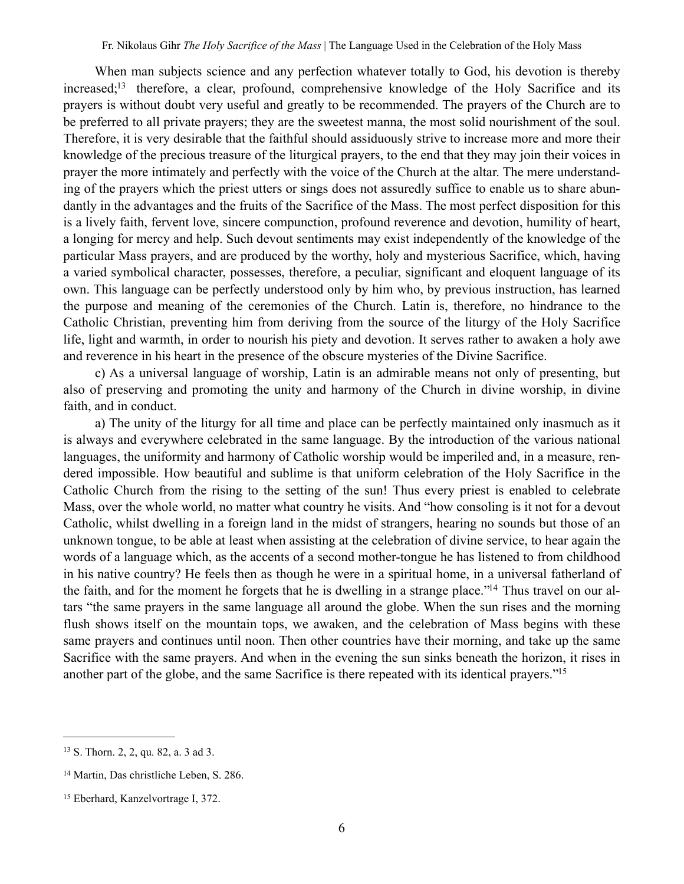When man subjects science and any perfection whatever totally to God, his devotion is thereby increased;[13] therefore, a clear, profound, comprehensive knowledge of the Holy Sacrifice and its prayers is without doubt very useful and greatly to be recommended. The prayers of the Church are to be preferred to all private prayers; they are the sweetest manna, the most solid nourishment of the soul. Therefore, it is very desirable that the faithful should assiduously strive to increase more and more their knowledge of the precious treasure of the liturgical prayers, to the end that they may join their voices in prayer the more intimately and perfectly with the voice of the Church at the altar. The mere understanding of the prayers which the priest utters or sings does not assuredly suffice to enable us to share abundantly in the advantages and the fruits of the Sacrifice of the Mass. The most perfect disposition for this is a lively faith, fervent love, sincere compunction, profound reverence and devotion, humility of heart, a longing for mercy and help. Such devout sentiments may exist independently of the knowledge of the particular Mass prayers, and are produced by the worthy, holy and mysterious Sacrifice, which, having a varied symbolical character, possesses, therefore, a peculiar, significant and eloquent language of its own. This language can be perfectly understood only by him who, by previous instruction, has learned the purpose and meaning of the ceremonies of the Church. Latin is, therefore, no hindrance to the Catholic Christian, preventing him from deriving from the source of the liturgy of the Holy Sacrifice life, light and warmth, in order to nourish his piety and devotion. It serves rather to awaken a holy awe and reverence in his heart in the presence of the obscure mysteries of the Divine Sacrifice.

c) As a universal language of worship, Latin is an admirable means not only of presenting, but also of preserving and promoting the unity and harmony of the Church in divine worship, in divine faith, and in conduct.

a) The unity of the liturgy for all time and place can be perfectly maintained only inasmuch as it is always and everywhere celebrated in the same language. By the introduction of the various national languages, the uniformity and harmony of Catholic worship would be imperiled and, in a measure, rendered impossible. How beautiful and sublime is that uniform celebration of the Holy Sacrifice in the Catholic Church from the rising to the setting of the sun! Thus every priest is enabled to celebrate Mass, over the whole world, no matter what country he visits. And "how consoling is it not for a devout Catholic, whilst dwelling in a foreign land in the midst of strangers, hearing no sounds but those of an unknown tongue, to be able at least when assisting at the celebration of divine service, to hear again the words of a language which, as the accents of a second mother-tongue he has listened to from childhood in his native country? He feels then as though he were in a spiritual home, in a universal fatherland of the faith, and for the moment he forgets that he is dwelling in a strange place."[14] Thus travel on our altars "the same prayers in the same language all around the globe. When the sun rises and the morning flush shows itself on the mountain tops, we awaken, and the celebration of Mass begins with these same prayers and continues until noon. Then other countries have their morning, and take up the same Sacrifice with the same prayers. And when in the evening the sun sinks beneath the horizon, it rises in another part of the globe, and the same Sacrifice is there repeated with its identical prayers."[15]

---

[13] S. Thorn. 2, 2, qu. 82, a. 3 ad 3.

[14] Martin, Das christliche Leben, S. 286.

[15] Eberhard, Kanzelvortrage I, 372.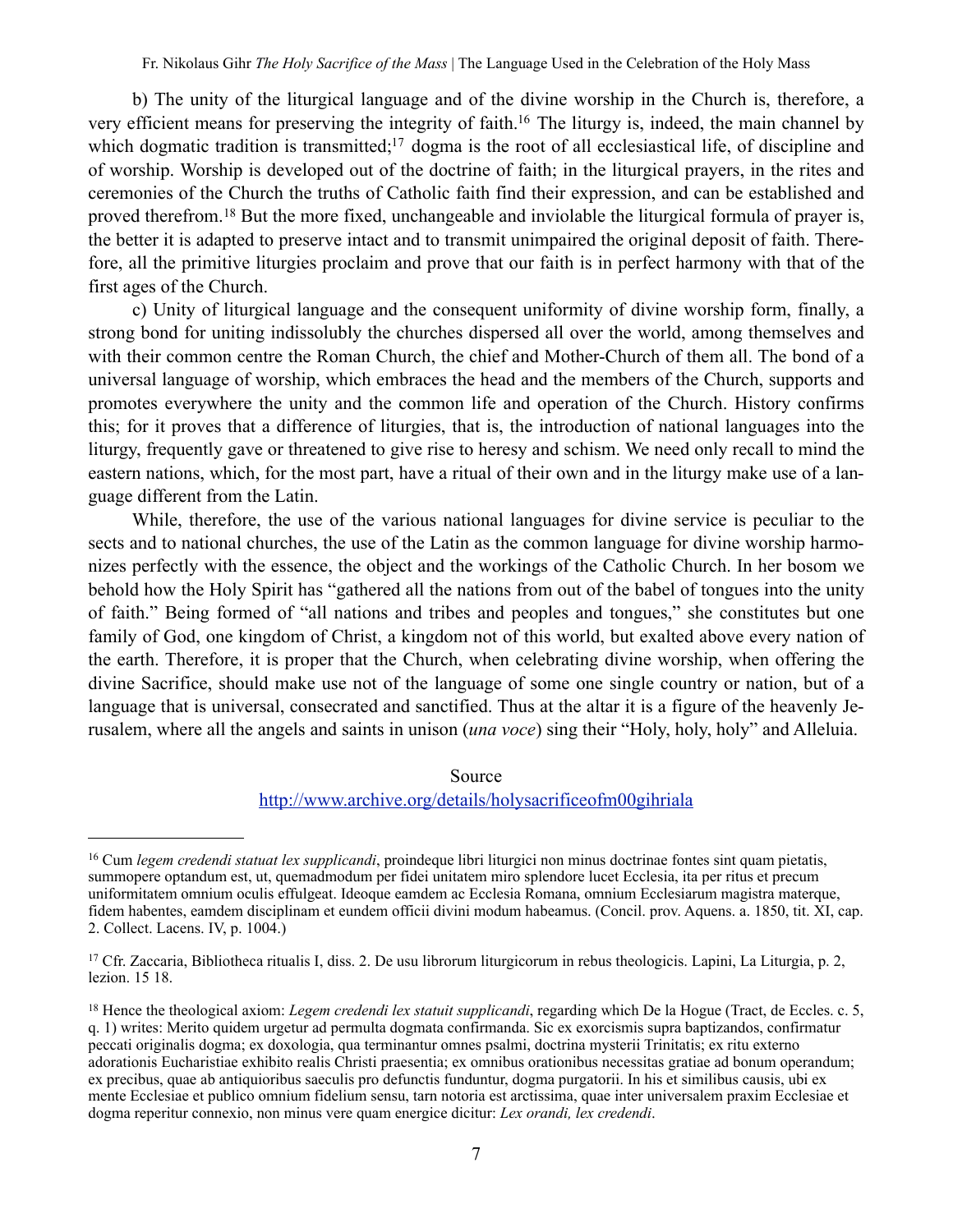b) The unity of the liturgical language and of the divine worship in the Church is, therefore, a very efficient means for preserving the integrity of faith.[16] The liturgy is, indeed, the main channel by which dogmatic tradition is transmitted;[17] dogma is the root of all ecclesiastical life, of discipline and of worship. Worship is developed out of the doctrine of faith; in the liturgical prayers, in the rites and ceremonies of the Church the truths of Catholic faith find their expression, and can be established and proved therefrom.[18] But the more fixed, unchangeable and inviolable the liturgical formula of prayer is, the better it is adapted to preserve intact and to transmit unimpaired the original deposit of faith. Therefore, all the primitive liturgies proclaim and prove that our faith is in perfect harmony with that of the first ages of the Church.

c) Unity of liturgical language and the consequent uniformity of divine worship form, finally, a strong bond for uniting indissolubly the churches dispersed all over the world, among themselves and with their common centre the Roman Church, the chief and Mother-Church of them all. The bond of a universal language of worship, which embraces the head and the members of the Church, supports and promotes everywhere the unity and the common life and operation of the Church. History confirms this; for it proves that a difference of liturgies, that is, the introduction of national languages into the liturgy, frequently gave or threatened to give rise to heresy and schism. We need only recall to mind the eastern nations, which, for the most part, have a ritual of their own and in the liturgy make use of a language different from the Latin.

While, therefore, the use of the various national languages for divine service is peculiar to the sects and to national churches, the use of the Latin as the common language for divine worship harmonizes perfectly with the essence, the object and the workings of the Catholic Church. In her bosom we behold how the Holy Spirit has "gathered all the nations from out of the babel of tongues into the unity of faith." Being formed of "all nations and tribes and peoples and tongues," she constitutes but one family of God, one kingdom of Christ, a kingdom not of this world, but exalted above every nation of the earth. Therefore, it is proper that the Church, when celebrating divine worship, when offering the divine Sacrifice, should make use not of the language of some one single country or nation, but of a language that is universal, consecrated and sanctified. Thus at the altar it is a figure of the heavenly Jerusalem, where all the angels and saints in unison (*una voce*) sing their "Holy, holy, holy" and Alleluia.

Source
http://www.archive.org/details/holysacrificeofm00gihriala

---

[16] Cum *legem credendi statuat lex supplicandi*, proindeque libri liturgici non minus doctrinae fontes sint quam pietatis, summopere optandum est, ut, quemadmodum per fidei unitatem miro splendore lucet Ecclesia, ita per ritus et precum uniformitatem omnium oculis effulgeat. Ideoque eamdem ac Ecclesia Romana, omnium Ecclesiarum magistra materque, fidem habentes, eamdem disciplinam et eundem officii divini modum habeamus. (Concil. prov. Aquens. a. 1850, tit. XI, cap. 2. Collect. Lacens. IV, p. 1004.)

[17] Cfr. Zaccaria, Bibliotheca ritualis I, diss. 2. De usu librorum liturgicorum in rebus theologicis. Lapini, La Liturgia, p. 2, lezion. 15 18.

[18] Hence the theological axiom: *Legem credendi lex statuit supplicandi*, regarding which De la Hogue (Tract, de Eccles. c. 5, q. 1) writes: Merito quidem urgetur ad permulta dogmata confirmanda. Sic ex exorcismis supra baptizandos, confirmatur peccati originalis dogma; ex doxologia, qua terminantur omnes psalmi, doctrina mysterii Trinitatis; ex ritu externo adorationis Eucharistiae exhibito realis Christi praesentia; ex omnibus orationibus necessitas gratiae ad bonum operandum; ex precibus, quae ab antiquioribus saeculis pro defunctis funduntur, dogma purgatorii. In his et similibus causis, ubi ex mente Ecclesiae et publico omnium fidelium sensu, tarn notoria est arctissima, quae inter universalem praxim Ecclesiae et dogma reperitur connexio, non minus vere quam energice dicitur: *Lex orandi, lex credendi*.